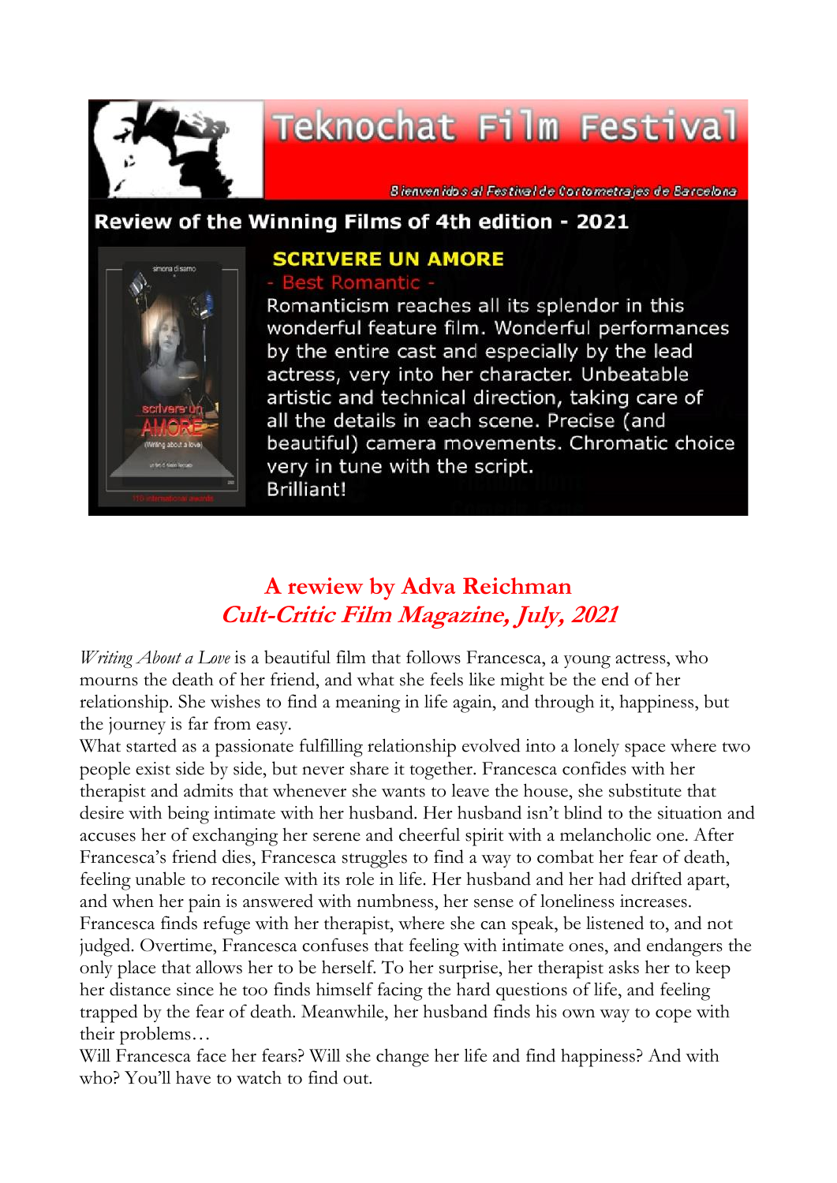# Teknochat Film Festival

*Bienvenidos al Festival de Cortometrajes de Barcelona*

## Review of the Winning Films of 4th edition - 2021

### SCRIVERE UN AMORE

- Best Romantic -

Romanticism reaches all its splendor in this wonderful feature film. Wonderful performances by the entire cast and especially by the lead actress, very into her character. Unbeatable artistic and technical direction, taking care of all the details in each scene. Precise (and beautiful) camera movements. Chromatic choice very in tune with the script.
Brilliant!

## A rewiew by Adva Reichman
### *Cult-Critic Film Magazine, July, 2021*

*Writing About a Love* is a beautiful film that follows Francesca, a young actress, who mourns the death of her friend, and what she feels like might be the end of her relationship. She wishes to find a meaning in life again, and through it, happiness, but the journey is far from easy.
What started as a passionate fulfilling relationship evolved into a lonely space where two people exist side by side, but never share it together. Francesca confides with her therapist and admits that whenever she wants to leave the house, she substitute that desire with being intimate with her husband. Her husband isn't blind to the situation and accuses her of exchanging her serene and cheerful spirit with a melancholic one. After Francesca's friend dies, Francesca struggles to find a way to combat her fear of death, feeling unable to reconcile with its role in life. Her husband and her had drifted apart, and when her pain is answered with numbness, her sense of loneliness increases. Francesca finds refuge with her therapist, where she can speak, be listened to, and not judged. Overtime, Francesca confuses that feeling with intimate ones, and endangers the only place that allows her to be herself. To her surprise, her therapist asks her to keep her distance since he too finds himself facing the hard questions of life, and feeling trapped by the fear of death. Meanwhile, her husband finds his own way to cope with their problems…
Will Francesca face her fears? Will she change her life and find happiness? And with who? You'll have to watch to find out.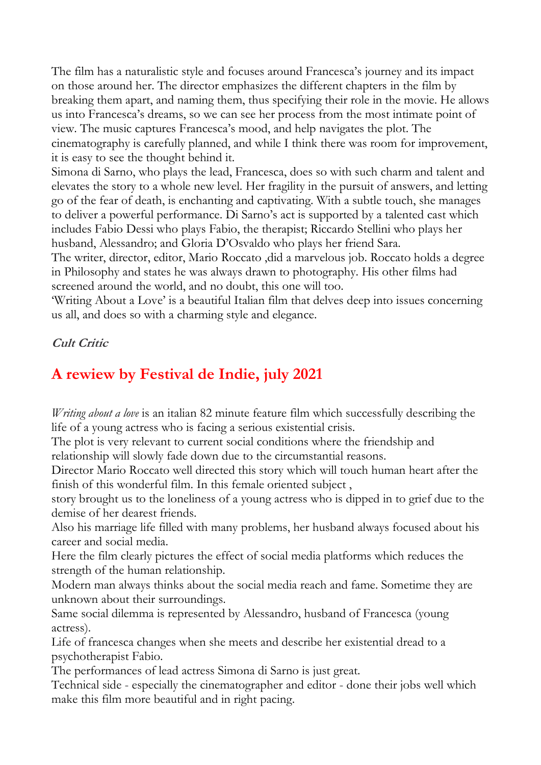The film has a naturalistic style and focuses around Francesca's journey and its impact on those around her. The director emphasizes the different chapters in the film by breaking them apart, and naming them, thus specifying their role in the movie. He allows us into Francesca's dreams, so we can see her process from the most intimate point of view. The music captures Francesca's mood, and help navigates the plot. The cinematography is carefully planned, and while I think there was room for improvement, it is easy to see the thought behind it.

Simona di Sarno, who plays the lead, Francesca, does so with such charm and talent and elevates the story to a whole new level. Her fragility in the pursuit of answers, and letting go of the fear of death, is enchanting and captivating. With a subtle touch, she manages to deliver a powerful performance. Di Sarno's act is supported by a talented cast which includes Fabio Dessi who plays Fabio, the therapist; Riccardo Stellini who plays her husband, Alessandro; and Gloria D'Osvaldo who plays her friend Sara.

The writer, director, editor, Mario Roccato ,did a marvelous job. Roccato holds a degree in Philosophy and states he was always drawn to photography. His other films had screened around the world, and no doubt, this one will too.

'Writing About a Love' is a beautiful Italian film that delves deep into issues concerning us all, and does so with a charming style and elegance.

***Cult Critic***

## A rewiew by Festival de Indie, july 2021

*Writing about a love* is an italian 82 minute feature film which successfully describing the life of a young actress who is facing a serious existential crisis.

The plot is very relevant to current social conditions where the friendship and relationship will slowly fade down due to the circumstantial reasons.

Director Mario Roccato well directed this story which will touch human heart after the finish of this wonderful film. In this female oriented subject ,

story brought us to the loneliness of a young actress who is dipped in to grief due to the demise of her dearest friends.

Also his marriage life filled with many problems, her husband always focused about his career and social media.

Here the film clearly pictures the effect of social media platforms which reduces the strength of the human relationship.

Modern man always thinks about the social media reach and fame. Sometime they are unknown about their surroundings.

Same social dilemma is represented by Alessandro, husband of Francesca (young actress).

Life of francesca changes when she meets and describe her existential dread to a psychotherapist Fabio.

The performances of lead actress Simona di Sarno is just great.

Technical side - especially the cinematographer and editor - done their jobs well which make this film more beautiful and in right pacing.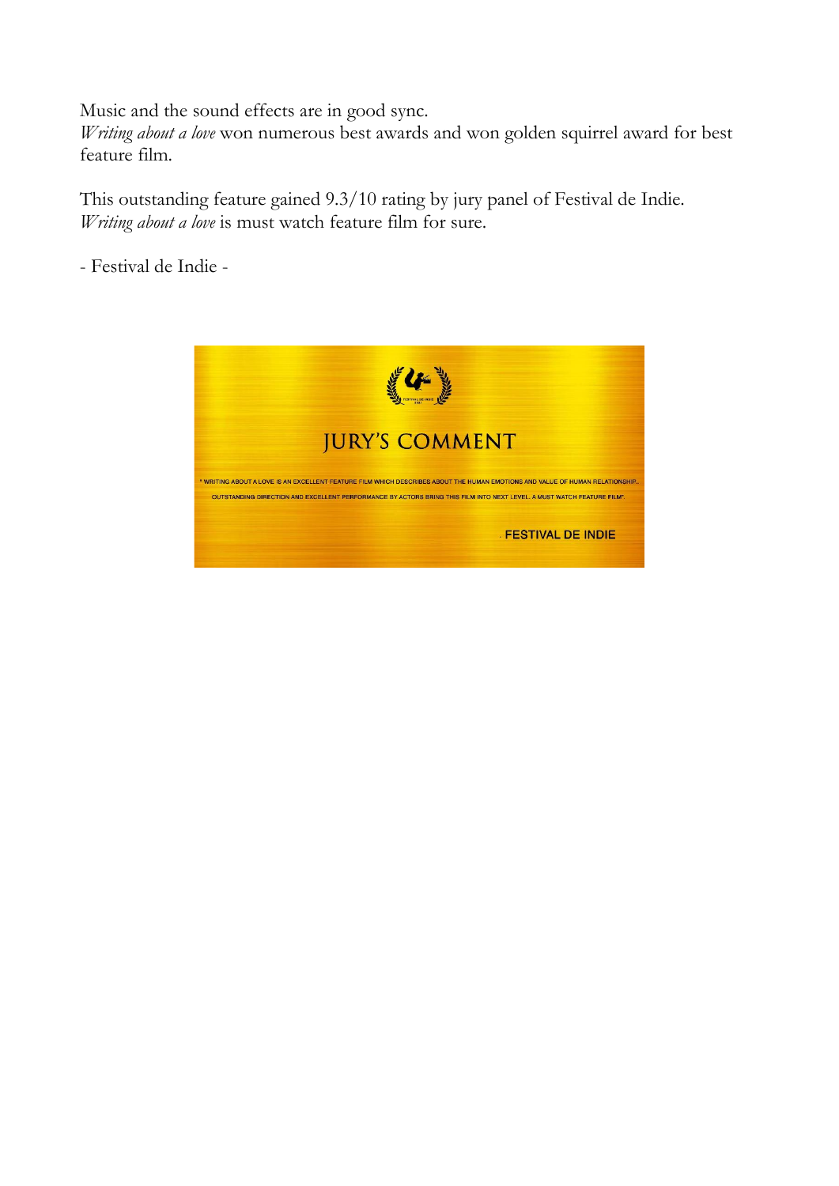Music and the sound effects are in good sync.
*Writing about a love* won numerous best awards and won golden squirrel award for best feature film.

This outstanding feature gained 9.3/10 rating by jury panel of Festival de Indie.
*Writing about a love* is must watch feature film for sure.

- Festival de Indie -

JURY'S COMMENT

" WRITING ABOUT A LOVE IS AN EXCELLENT FEATURE FILM WHICH DESCRIBES ABOUT THE HUMAN EMOTIONS AND VALUE OF HUMAN RELATIONSHIP. OUTSTANDING DIRECTION AND EXCELLENT PERFORMANCE BY ACTORS BRING THIS FILM INTO NEXT LEVEL. A MUST WATCH FEATURE FILM".

- FESTIVAL DE INDIE